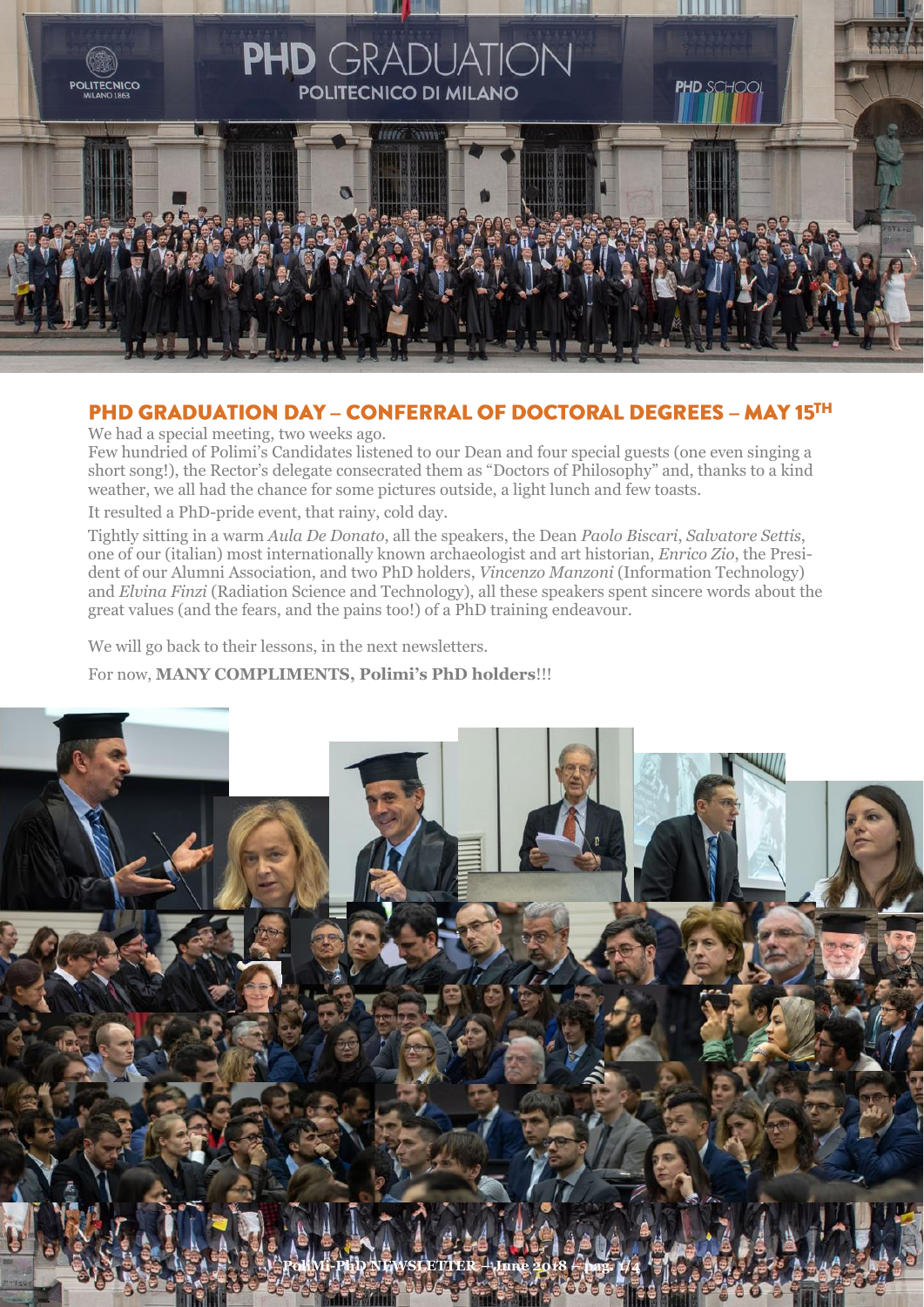## PHD GRADUATION DAY – CONFERRAL OF DOCTORAL DEGREES – MAY 15TH

We had a special meeting, two weeks ago.
Few hundried of Polimi's Candidates listened to our Dean and four special guests (one even singing a short song!), the Rector's delegate consecrated them as "Doctors of Philosophy" and, thanks to a kind weather, we all had the chance for some pictures outside, a light lunch and few toasts.

It resulted a PhD-pride event, that rainy, cold day.

Tightly sitting in a warm *Aula De Donato*, all the speakers, the Dean *Paolo Biscari*, *Salvatore Settis*, one of our (italian) most internationally known archaeologist and art historian, *Enrico Zio*, the President of our Alumni Association, and two PhD holders, *Vincenzo Manzoni* (Information Technology) and *Elvina Finzi* (Radiation Science and Technology), all these speakers spent sincere words about the great values (and the fears, and the pains too!) of a PhD training endeavour.

We will go back to their lessons, in the next newsletters.

For now, **MANY COMPLIMENTS, Polimi's PhD holders**!!!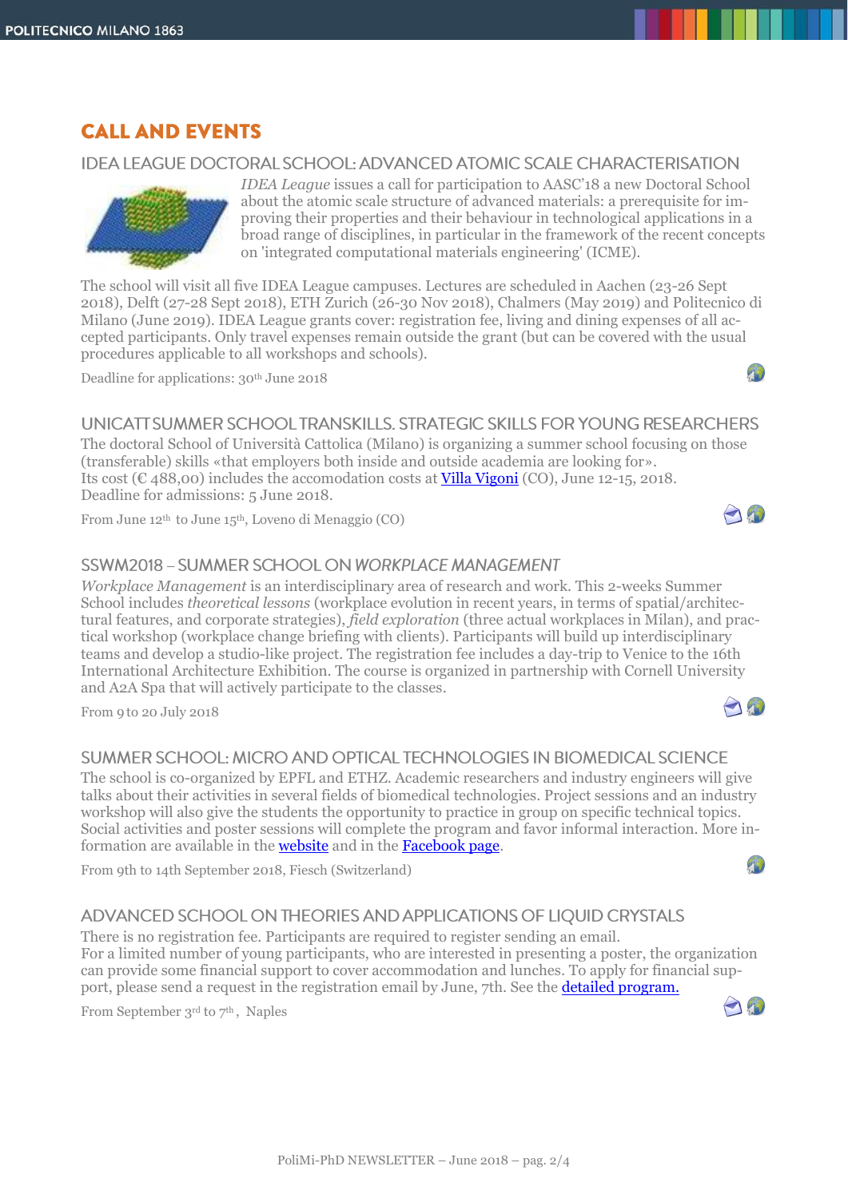# CALL AND EVENTS

## IDEA LEAGUE DOCTORAL SCHOOL: ADVANCED ATOMIC SCALE CHARACTERISATION

*IDEA League* issues a call for participation to AASC'18 a new Doctoral School about the atomic scale structure of advanced materials: a prerequisite for improving their properties and their behaviour in technological applications in a broad range of disciplines, in particular in the framework of the recent concepts on 'integrated computational materials engineering' (ICME).

The school will visit all five IDEA League campuses. Lectures are scheduled in Aachen (23-26 Sept 2018), Delft (27-28 Sept 2018), ETH Zurich (26-30 Nov 2018), Chalmers (May 2019) and Politecnico di Milano (June 2019). IDEA League grants cover: registration fee, living and dining expenses of all accepted participants. Only travel expenses remain outside the grant (but can be covered with the usual procedures applicable to all workshops and schools).

Deadline for applications: 30th June 2018

## UNICATT SUMMER SCHOOL TRANSKILLS. STRATEGIC SKILLS FOR YOUNG RESEARCHERS

The doctoral School of Università Cattolica (Milano) is organizing a summer school focusing on those (transferable) skills «that employers both inside and outside academia are looking for».
Its cost (€ 488,00) includes the accomodation costs at Villa Vigoni (CO), June 12-15, 2018.
Deadline for admissions: 5 June 2018.

From June 12th to June 15th, Loveno di Menaggio (CO)

## SSWM2018 – SUMMER SCHOOL ON *WORKPLACE MANAGEMENT*

*Workplace Management* is an interdisciplinary area of research and work. This 2-weeks Summer School includes *theoretical lessons* (workplace evolution in recent years, in terms of spatial/architectural features, and corporate strategies), *field exploration* (three actual workplaces in Milan), and practical workshop (workplace change briefing with clients). Participants will build up interdisciplinary teams and develop a studio-like project. The registration fee includes a day-trip to Venice to the 16th International Architecture Exhibition. The course is organized in partnership with Cornell University and A2A Spa that will actively participate to the classes.

From 9 to 20 July 2018

## SUMMER SCHOOL: MICRO AND OPTICAL TECHNOLOGIES IN BIOMEDICAL SCIENCE

The school is co-organized by EPFL and ETHZ. Academic researchers and industry engineers will give talks about their activities in several fields of biomedical technologies. Project sessions and an industry workshop will also give the students the opportunity to practice in group on specific technical topics. Social activities and poster sessions will complete the program and favor informal interaction. More information are available in the website and in the Facebook page.

From 9th to 14th September 2018, Fiesch (Switzerland)

## ADVANCED SCHOOL ON THEORIES AND APPLICATIONS OF LIQUID CRYSTALS

There is no registration fee. Participants are required to register sending an email.
For a limited number of young participants, who are interested in presenting a poster, the organization can provide some financial support to cover accommodation and lunches. To apply for financial support, please send a request in the registration email by June, 7th. See the detailed program.

From September 3rd to 7th, Naples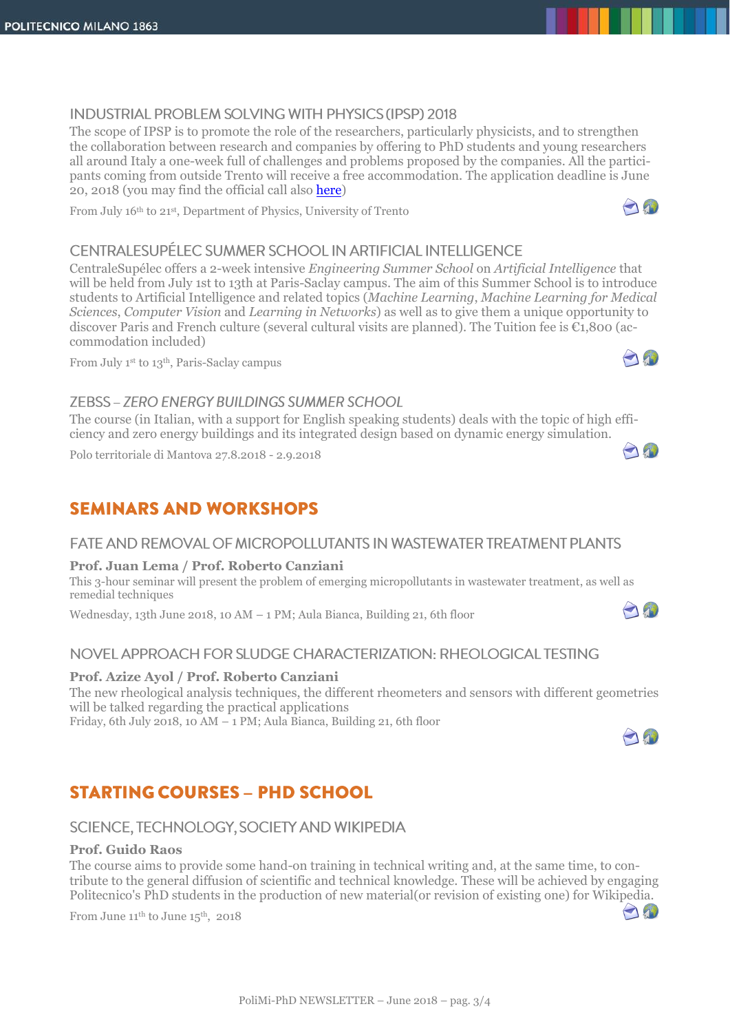### INDUSTRIAL PROBLEM SOLVING WITH PHYSICS (IPSP) 2018

The scope of IPSP is to promote the role of the researchers, particularly physicists, and to strengthen the collaboration between research and companies by offering to PhD students and young researchers all around Italy a one-week full of challenges and problems proposed by the companies. All the participants coming from outside Trento will receive a free accommodation. The application deadline is June 20, 2018 (you may find the official call also here)

From July 16th to 21st, Department of Physics, University of Trento

### CENTRALESUPÉLEC SUMMER SCHOOL IN ARTIFICIAL INTELLIGENCE

CentraleSupélec offers a 2-week intensive *Engineering Summer School* on *Artificial Intelligence* that will be held from July 1st to 13th at Paris-Saclay campus. The aim of this Summer School is to introduce students to Artificial Intelligence and related topics (*Machine Learning*, *Machine Learning for Medical Sciences*, *Computer Vision* and *Learning in Networks*) as well as to give them a unique opportunity to discover Paris and French culture (several cultural visits are planned). The Tuition fee is €1,800 (accommodation included)

From July 1st to 13th, Paris-Saclay campus

### ZEBSS – *ZERO ENERGY BUILDINGS SUMMER SCHOOL*

The course (in Italian, with a support for English speaking students) deals with the topic of high efficiency and zero energy buildings and its integrated design based on dynamic energy simulation.

Polo territoriale di Mantova 27.8.2018 - 2.9.2018

## SEMINARS AND WORKSHOPS

### FATE AND REMOVAL OF MICROPOLLUTANTS IN WASTEWATER TREATMENT PLANTS

**Prof. Juan Lema / Prof. Roberto Canziani**

This 3-hour seminar will present the problem of emerging micropollutants in wastewater treatment, as well as remedial techniques

Wednesday, 13th June 2018, 10 AM – 1 PM; Aula Bianca, Building 21, 6th floor

### NOVEL APPROACH FOR SLUDGE CHARACTERIZATION: RHEOLOGICAL TESTING

**Prof. Azize Ayol / Prof. Roberto Canziani**

The new rheological analysis techniques, the different rheometers and sensors with different geometries will be talked regarding the practical applications

Friday, 6th July 2018, 10 AM – 1 PM; Aula Bianca, Building 21, 6th floor

## STARTING COURSES – PHD SCHOOL

### SCIENCE, TECHNOLOGY, SOCIETY AND WIKIPEDIA

**Prof. Guido Raos**

The course aims to provide some hand-on training in technical writing and, at the same time, to contribute to the general diffusion of scientific and technical knowledge. These will be achieved by engaging Politecnico's PhD students in the production of new material(or revision of existing one) for Wikipedia.

From June 11th to June 15th, 2018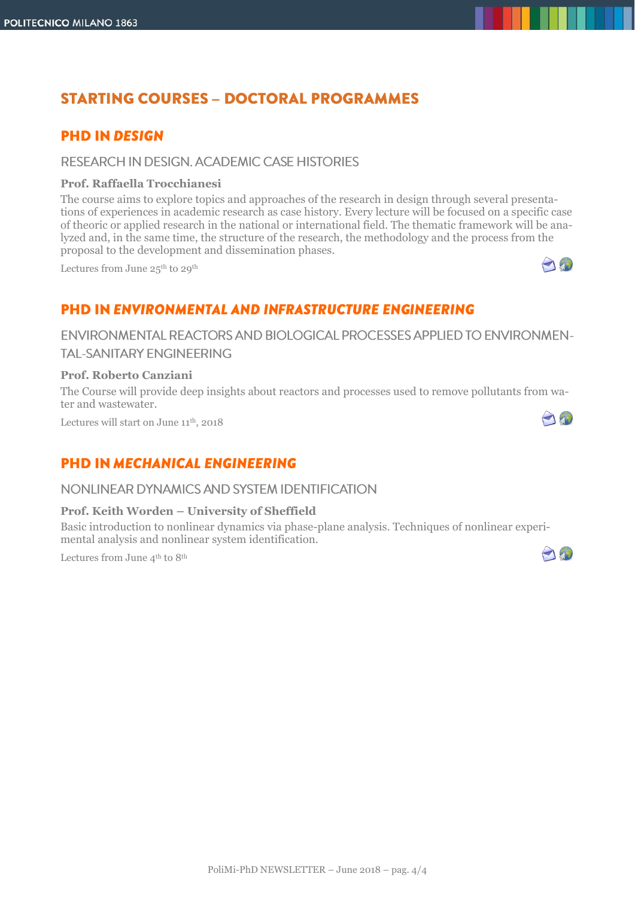# STARTING COURSES – DOCTORAL PROGRAMMES

## PHD IN *DESIGN*

### RESEARCH IN DESIGN. ACADEMIC CASE HISTORIES

**Prof. Raffaella Trocchianesi**

The course aims to explore topics and approaches of the research in design through several presentations of experiences in academic research as case history. Every lecture will be focused on a specific case of theoric or applied research in the national or international field. The thematic framework will be analyzed and, in the same time, the structure of the research, the methodology and the process from the proposal to the development and dissemination phases.

Lectures from June 25th to 29th

## PHD IN *ENVIRONMENTAL AND INFRASTRUCTURE ENGINEERING*

### ENVIRONMENTAL REACTORS AND BIOLOGICAL PROCESSES APPLIED TO ENVIRONMENTAL-SANITARY ENGINEERING

**Prof. Roberto Canziani**

The Course will provide deep insights about reactors and processes used to remove pollutants from water and wastewater.

Lectures will start on June 11th, 2018

## PHD IN *MECHANICAL ENGINEERING*

### NONLINEAR DYNAMICS AND SYSTEM IDENTIFICATION

**Prof. Keith Worden – University of Sheffield**

Basic introduction to nonlinear dynamics via phase-plane analysis. Techniques of nonlinear experimental analysis and nonlinear system identification.

Lectures from June 4th to 8th